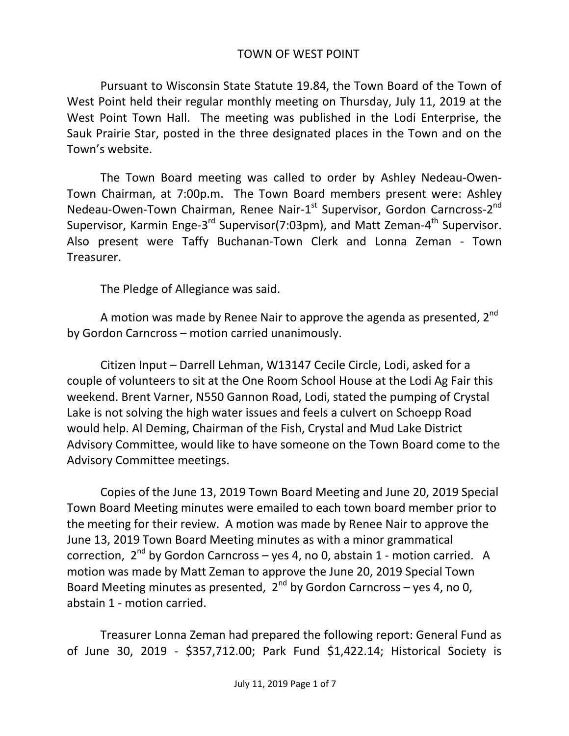# TOWN OF WEST POINT

Pursuant to Wisconsin State Statute 19.84, the Town Board of the Town of West Point held their regular monthly meeting on Thursday, July 11, 2019 at the West Point Town Hall. The meeting was published in the Lodi Enterprise, the Sauk Prairie Star, posted in the three designated places in the Town and on the Town's website.

The Town Board meeting was called to order by Ashley Nedeau-Owen-Town Chairman, at 7:00p.m. The Town Board members present were: Ashley Nedeau-Owen-Town Chairman, Renee Nair-1st Supervisor, Gordon Carncross-2nd Supervisor, Karmin Enge-3rd Supervisor(7:03pm), and Matt Zeman-4th Supervisor. Also present were Taffy Buchanan-Town Clerk and Lonna Zeman - Town Treasurer.

The Pledge of Allegiance was said.

A motion was made by Renee Nair to approve the agenda as presented, 2nd by Gordon Carncross – motion carried unanimously.

Citizen Input – Darrell Lehman, W13147 Cecile Circle, Lodi, asked for a couple of volunteers to sit at the One Room School House at the Lodi Ag Fair this weekend. Brent Varner, N550 Gannon Road, Lodi, stated the pumping of Crystal Lake is not solving the high water issues and feels a culvert on Schoepp Road would help. Al Deming, Chairman of the Fish, Crystal and Mud Lake District Advisory Committee, would like to have someone on the Town Board come to the Advisory Committee meetings.

Copies of the June 13, 2019 Town Board Meeting and June 20, 2019 Special Town Board Meeting minutes were emailed to each town board member prior to the meeting for their review. A motion was made by Renee Nair to approve the June 13, 2019 Town Board Meeting minutes as with a minor grammatical correction, 2nd by Gordon Carncross – yes 4, no 0, abstain 1 - motion carried. A motion was made by Matt Zeman to approve the June 20, 2019 Special Town Board Meeting minutes as presented, 2nd by Gordon Carncross – yes 4, no 0, abstain 1 - motion carried.

Treasurer Lonna Zeman had prepared the following report: General Fund as of June 30, 2019 - $357,712.00; Park Fund $1,422.14; Historical Society is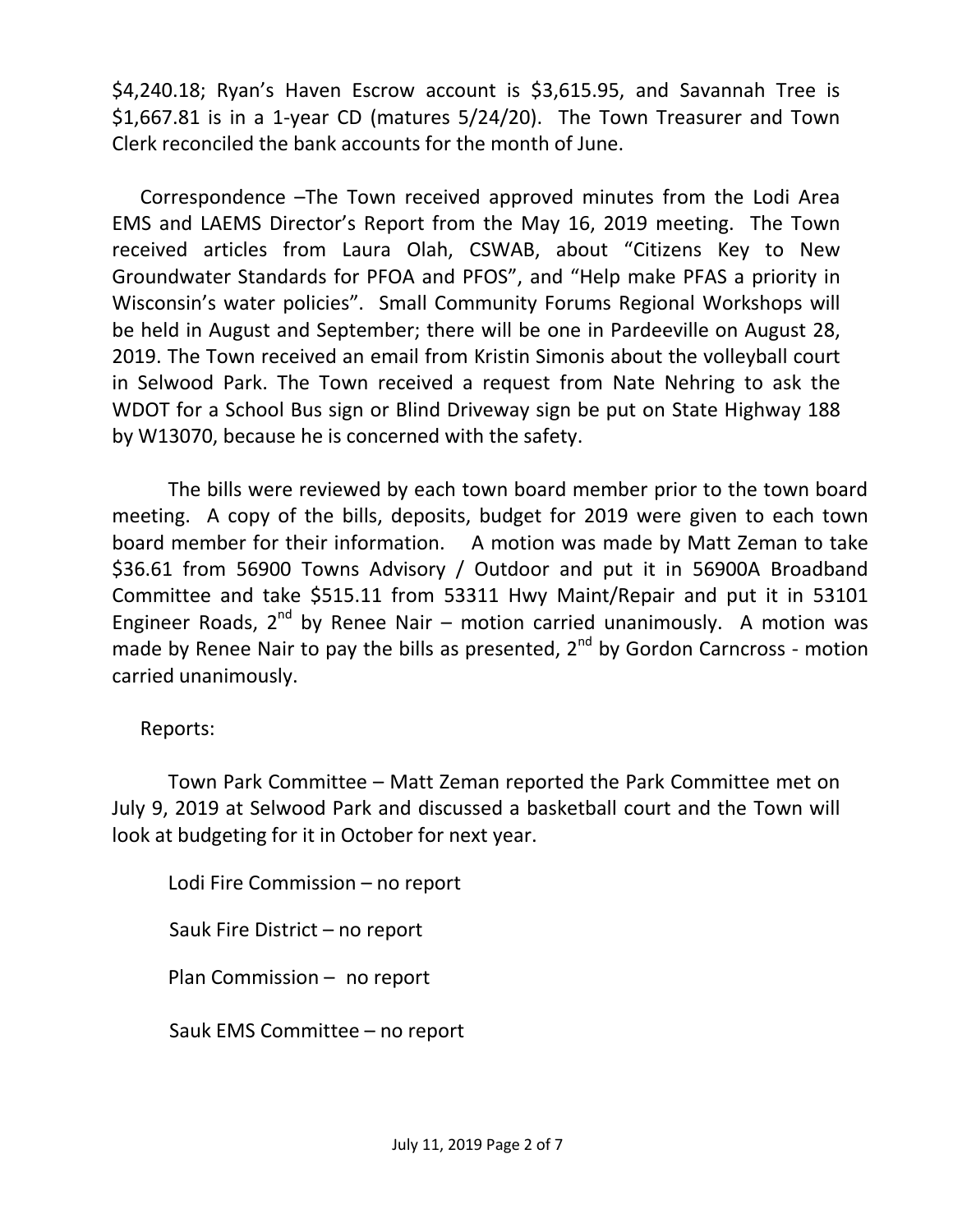$4,240.18; Ryan's Haven Escrow account is $3,615.95, and Savannah Tree is $1,667.81 is in a 1-year CD (matures 5/24/20). The Town Treasurer and Town Clerk reconciled the bank accounts for the month of June.

Correspondence –The Town received approved minutes from the Lodi Area EMS and LAEMS Director's Report from the May 16, 2019 meeting. The Town received articles from Laura Olah, CSWAB, about "Citizens Key to New Groundwater Standards for PFOA and PFOS", and "Help make PFAS a priority in Wisconsin's water policies". Small Community Forums Regional Workshops will be held in August and September; there will be one in Pardeeville on August 28, 2019. The Town received an email from Kristin Simonis about the volleyball court in Selwood Park. The Town received a request from Nate Nehring to ask the WDOT for a School Bus sign or Blind Driveway sign be put on State Highway 188 by W13070, because he is concerned with the safety.

The bills were reviewed by each town board member prior to the town board meeting. A copy of the bills, deposits, budget for 2019 were given to each town board member for their information. A motion was made by Matt Zeman to take $36.61 from 56900 Towns Advisory / Outdoor and put it in 56900A Broadband Committee and take $515.11 from 53311 Hwy Maint/Repair and put it in 53101 Engineer Roads, 2nd by Renee Nair – motion carried unanimously. A motion was made by Renee Nair to pay the bills as presented, 2nd by Gordon Carncross - motion carried unanimously.

Reports:

Town Park Committee – Matt Zeman reported the Park Committee met on July 9, 2019 at Selwood Park and discussed a basketball court and the Town will look at budgeting for it in October for next year.

Lodi Fire Commission – no report

Sauk Fire District – no report

Plan Commission – no report

Sauk EMS Committee – no report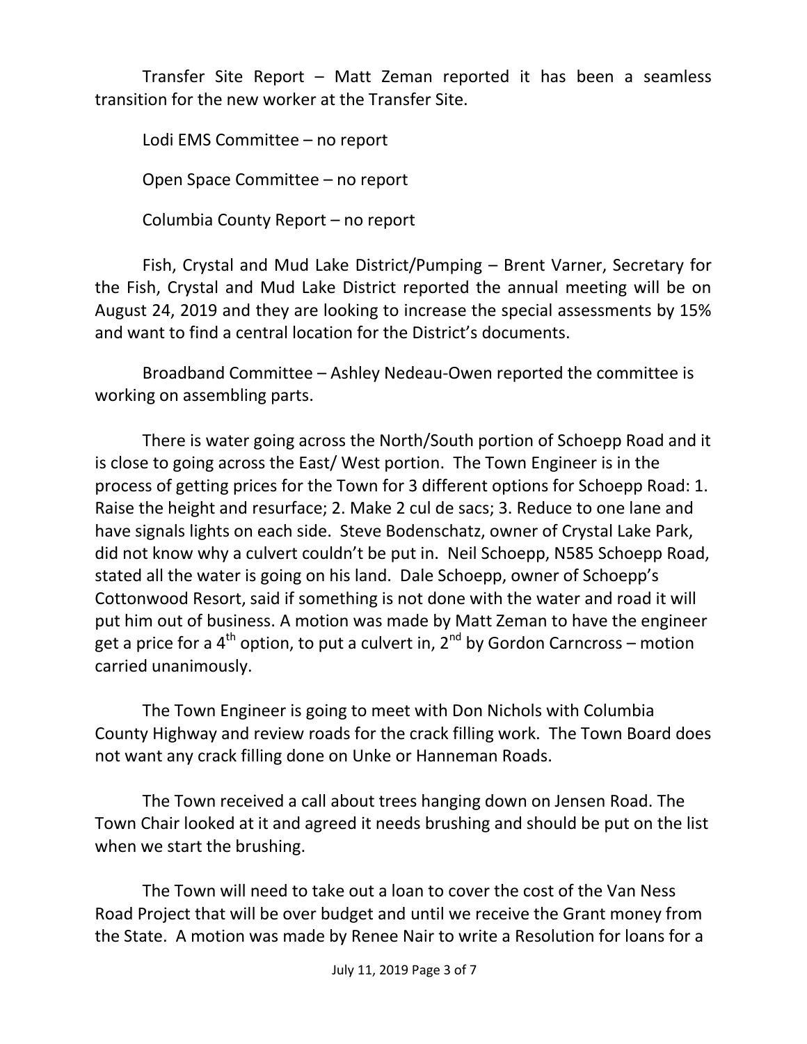Transfer Site Report – Matt Zeman reported it has been a seamless transition for the new worker at the Transfer Site.

Lodi EMS Committee – no report

Open Space Committee – no report

Columbia County Report – no report

Fish, Crystal and Mud Lake District/Pumping – Brent Varner, Secretary for the Fish, Crystal and Mud Lake District reported the annual meeting will be on August 24, 2019 and they are looking to increase the special assessments by 15% and want to find a central location for the District's documents.

Broadband Committee – Ashley Nedeau-Owen reported the committee is working on assembling parts.

There is water going across the North/South portion of Schoepp Road and it is close to going across the East/ West portion. The Town Engineer is in the process of getting prices for the Town for 3 different options for Schoepp Road: 1. Raise the height and resurface; 2. Make 2 cul de sacs; 3. Reduce to one lane and have signals lights on each side. Steve Bodenschatz, owner of Crystal Lake Park, did not know why a culvert couldn't be put in. Neil Schoepp, N585 Schoepp Road, stated all the water is going on his land. Dale Schoepp, owner of Schoepp's Cottonwood Resort, said if something is not done with the water and road it will put him out of business. A motion was made by Matt Zeman to have the engineer get a price for a 4th option, to put a culvert in, 2nd by Gordon Carncross – motion carried unanimously.

The Town Engineer is going to meet with Don Nichols with Columbia County Highway and review roads for the crack filling work. The Town Board does not want any crack filling done on Unke or Hanneman Roads.

The Town received a call about trees hanging down on Jensen Road. The Town Chair looked at it and agreed it needs brushing and should be put on the list when we start the brushing.

The Town will need to take out a loan to cover the cost of the Van Ness Road Project that will be over budget and until we receive the Grant money from the State. A motion was made by Renee Nair to write a Resolution for loans for a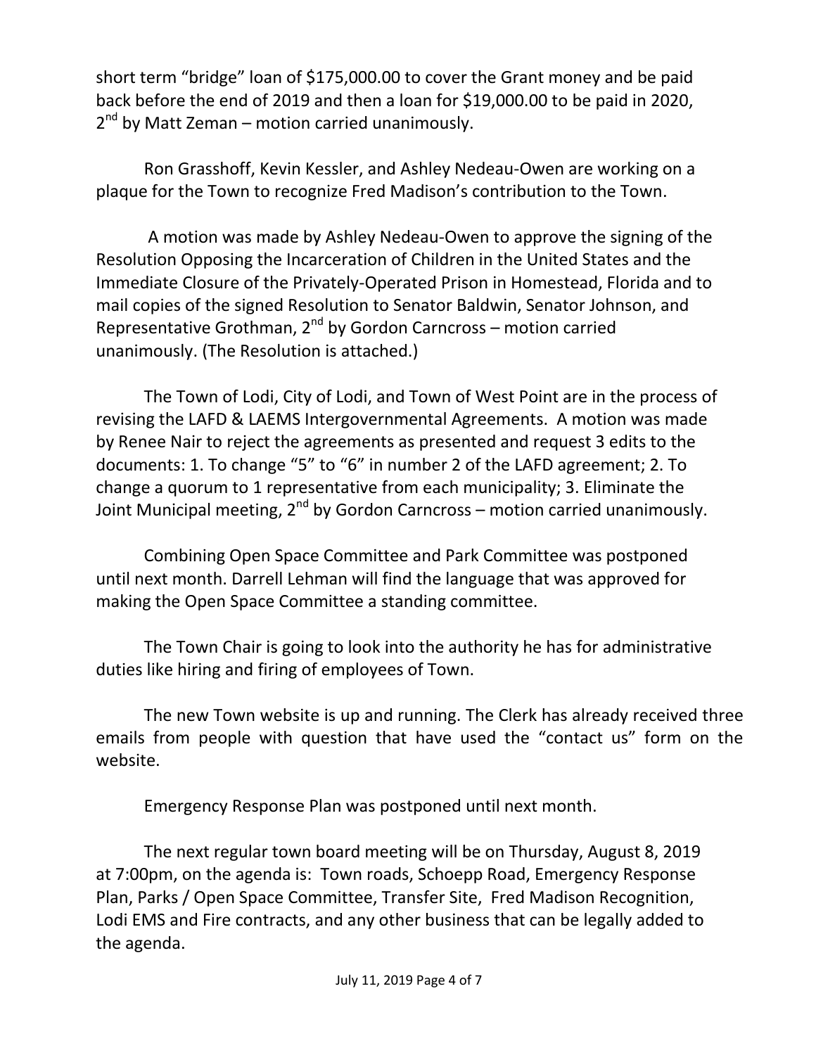short term "bridge" loan of $175,000.00 to cover the Grant money and be paid back before the end of 2019 and then a loan for $19,000.00 to be paid in 2020, 2nd by Matt Zeman – motion carried unanimously.

Ron Grasshoff, Kevin Kessler, and Ashley Nedeau-Owen are working on a plaque for the Town to recognize Fred Madison's contribution to the Town.

A motion was made by Ashley Nedeau-Owen to approve the signing of the Resolution Opposing the Incarceration of Children in the United States and the Immediate Closure of the Privately-Operated Prison in Homestead, Florida and to mail copies of the signed Resolution to Senator Baldwin, Senator Johnson, and Representative Grothman, 2nd by Gordon Carncross – motion carried unanimously. (The Resolution is attached.)

The Town of Lodi, City of Lodi, and Town of West Point are in the process of revising the LAFD & LAEMS Intergovernmental Agreements. A motion was made by Renee Nair to reject the agreements as presented and request 3 edits to the documents: 1. To change "5" to "6" in number 2 of the LAFD agreement; 2. To change a quorum to 1 representative from each municipality; 3. Eliminate the Joint Municipal meeting, 2nd by Gordon Carncross – motion carried unanimously.

Combining Open Space Committee and Park Committee was postponed until next month. Darrell Lehman will find the language that was approved for making the Open Space Committee a standing committee.

The Town Chair is going to look into the authority he has for administrative duties like hiring and firing of employees of Town.

The new Town website is up and running. The Clerk has already received three emails from people with question that have used the "contact us" form on the website.

Emergency Response Plan was postponed until next month.

The next regular town board meeting will be on Thursday, August 8, 2019 at 7:00pm, on the agenda is: Town roads, Schoepp Road, Emergency Response Plan, Parks / Open Space Committee, Transfer Site, Fred Madison Recognition, Lodi EMS and Fire contracts, and any other business that can be legally added to the agenda.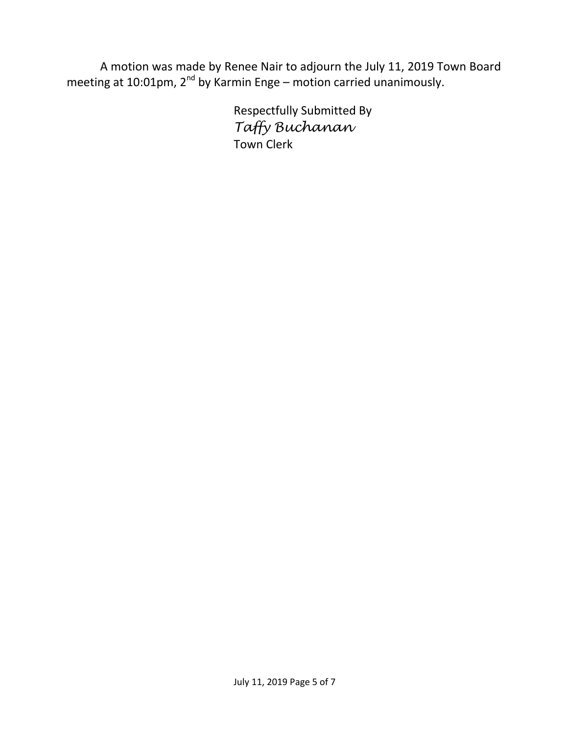A motion was made by Renee Nair to adjourn the July 11, 2019 Town Board meeting at 10:01pm, 2nd by Karmin Enge – motion carried unanimously.

Respectfully Submitted By
*Taffy Buchanan*
Town Clerk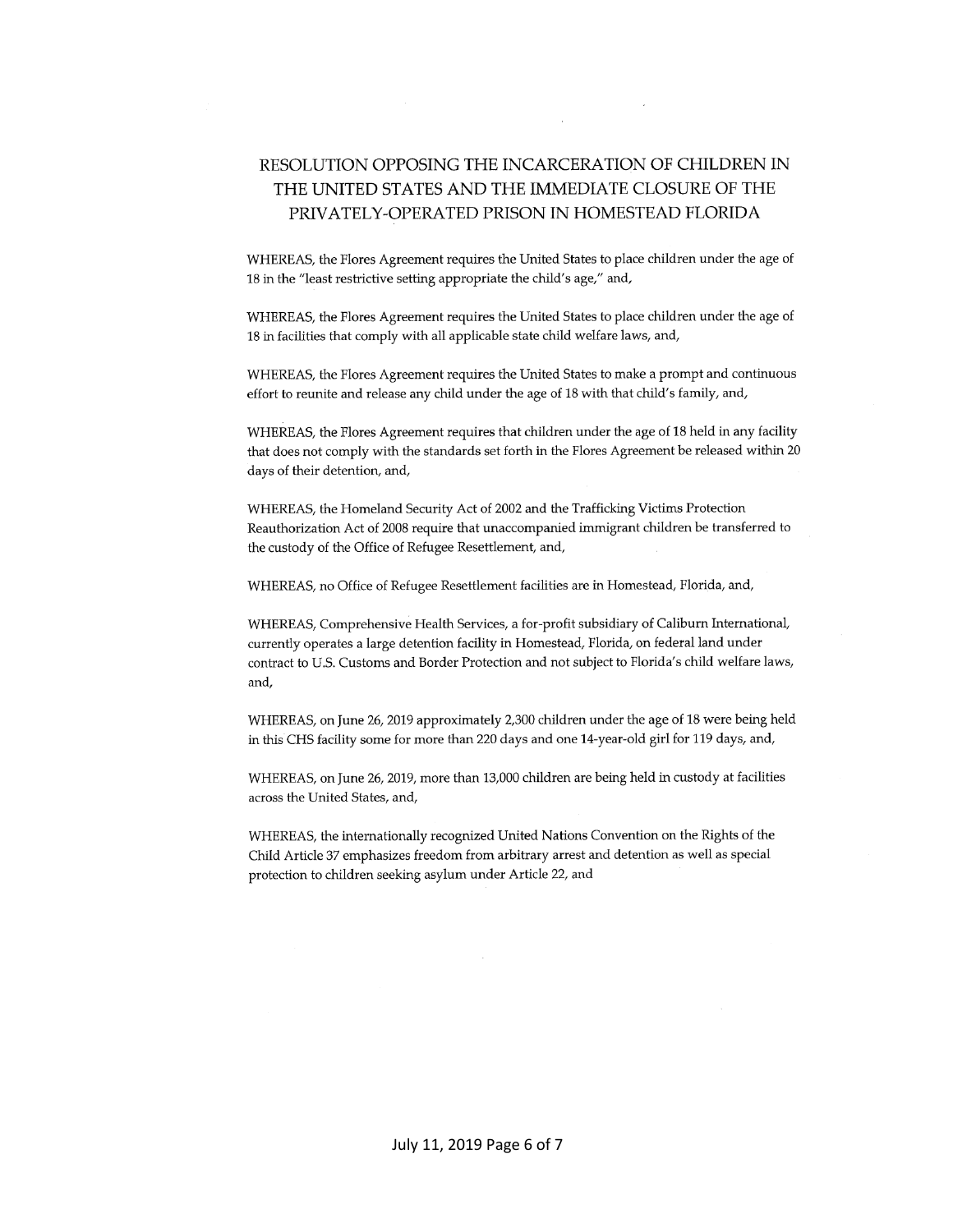# RESOLUTION OPPOSING THE INCARCERATION OF CHILDREN IN THE UNITED STATES AND THE IMMEDIATE CLOSURE OF THE PRIVATELY-OPERATED PRISON IN HOMESTEAD FLORIDA

WHEREAS, the Flores Agreement requires the United States to place children under the age of 18 in the "least restrictive setting appropriate the child's age," and,

WHEREAS, the Flores Agreement requires the United States to place children under the age of 18 in facilities that comply with all applicable state child welfare laws, and,

WHEREAS, the Flores Agreement requires the United States to make a prompt and continuous effort to reunite and release any child under the age of 18 with that child's family, and,

WHEREAS, the Flores Agreement requires that children under the age of 18 held in any facility that does not comply with the standards set forth in the Flores Agreement be released within 20 days of their detention, and,

WHEREAS, the Homeland Security Act of 2002 and the Trafficking Victims Protection Reauthorization Act of 2008 require that unaccompanied immigrant children be transferred to the custody of the Office of Refugee Resettlement, and,

WHEREAS, no Office of Refugee Resettlement facilities are in Homestead, Florida, and,

WHEREAS, Comprehensive Health Services, a for-profit subsidiary of Caliburn International, currently operates a large detention facility in Homestead, Florida, on federal land under contract to U.S. Customs and Border Protection and not subject to Florida's child welfare laws, and,

WHEREAS, on June 26, 2019 approximately 2,300 children under the age of 18 were being held in this CHS facility some for more than 220 days and one 14-year-old girl for 119 days, and,

WHEREAS, on June 26, 2019, more than 13,000 children are being held in custody at facilities across the United States, and,

WHEREAS, the internationally recognized United Nations Convention on the Rights of the Child Article 37 emphasizes freedom from arbitrary arrest and detention as well as special protection to children seeking asylum under Article 22, and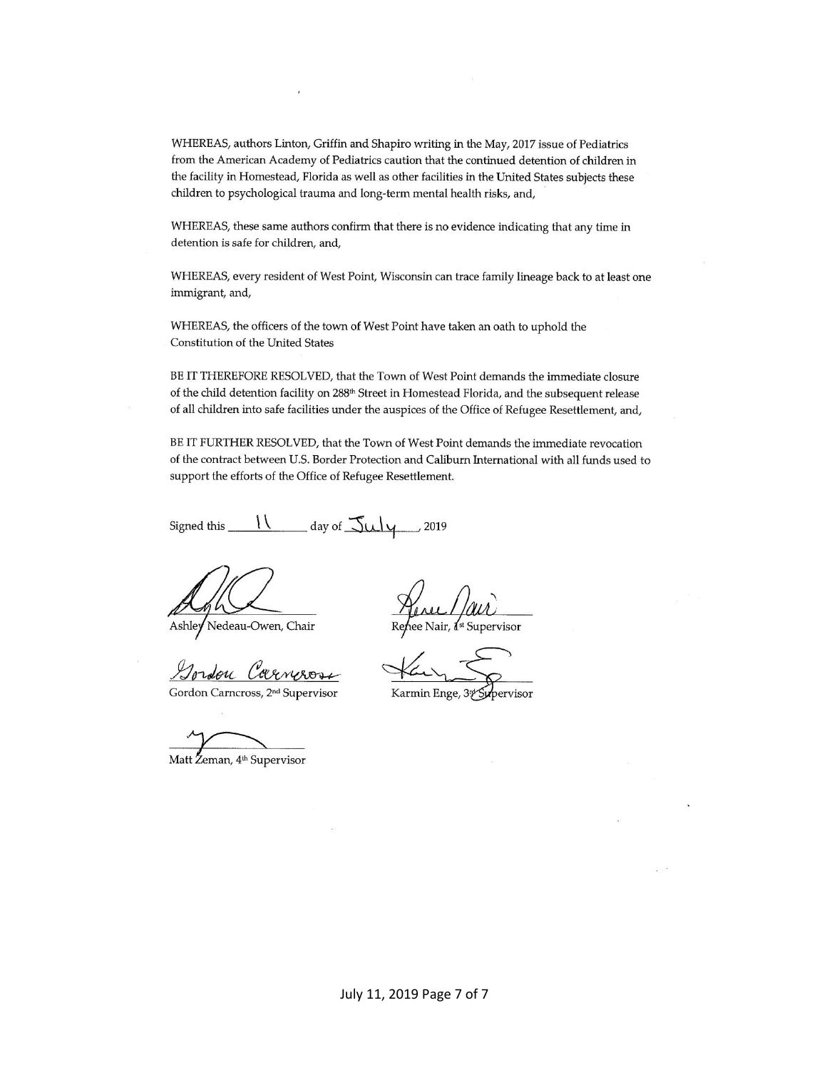WHEREAS, authors Linton, Griffin and Shapiro writing in the May, 2017 issue of Pediatrics from the American Academy of Pediatrics caution that the continued detention of children in the facility in Homestead, Florida as well as other facilities in the United States subjects these children to psychological trauma and long-term mental health risks, and,

WHEREAS, these same authors confirm that there is no evidence indicating that any time in detention is safe for children, and,

WHEREAS, every resident of West Point, Wisconsin can trace family lineage back to at least one immigrant, and,

WHEREAS, the officers of the town of West Point have taken an oath to uphold the Constitution of the United States

BE IT THEREFORE RESOLVED, that the Town of West Point demands the immediate closure of the child detention facility on 288th Street in Homestead Florida, and the subsequent release of all children into safe facilities under the auspices of the Office of Refugee Resettlement, and,

BE IT FURTHER RESOLVED, that the Town of West Point demands the immediate revocation of the contract between U.S. Border Protection and Caliburn International with all funds used to support the efforts of the Office of Refugee Resettlement.

Signed this 11 day of July, 2019

Ashley Nedeau-Owen, Chair

Renee Nair, 1st Supervisor

Gordon Carncross, 2nd Supervisor

Karmin Enge, 3rd Supervisor

Matt Zeman, 4th Supervisor